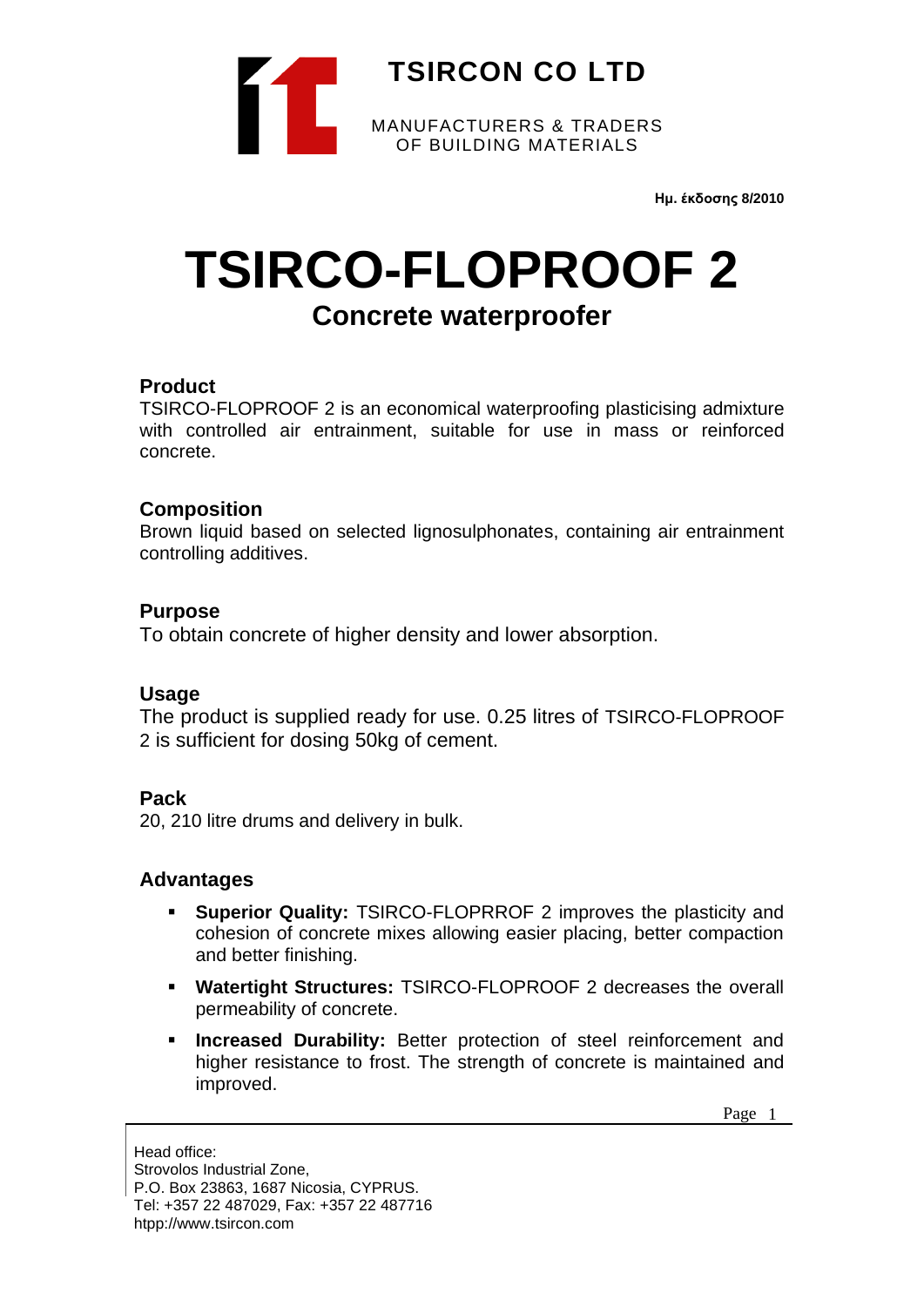**TSIRCON CO LTD**

MANUFACTURERS & TRADERS
OF BUILDING MATERIALS

**Ημ. έκδοσης 8/2010**

# TSIRCO-FLOPROOF 2

## Concrete waterproofer

### Product

TSIRCO-FLOPROOF 2 is an economical waterproofing plasticising admixture with controlled air entrainment, suitable for use in mass or reinforced concrete.

### Composition

Brown liquid based on selected lignosulphonates, containing air entrainment controlling additives.

### Purpose

To obtain concrete of higher density and lower absorption.

### Usage

The product is supplied ready for use. 0.25 litres of TSIRCO-FLOPROOF 2 is sufficient for dosing 50kg of cement.

### Pack

20, 210 litre drums and delivery in bulk.

### Advantages

- **Superior Quality:** TSIRCO-FLOPRROF 2 improves the plasticity and cohesion of concrete mixes allowing easier placing, better compaction and better finishing.
- **Watertight Structures:** TSIRCO-FLOPROOF 2 decreases the overall permeability of concrete.
- **Increased Durability:** Better protection of steel reinforcement and higher resistance to frost. The strength of concrete is maintained and improved.

Head office:
Strovolos Industrial Zone,
P.O. Box 23863, 1687 Nicosia, CYPRUS.
Tel: +357 22 487029, Fax: +357 22 487716
htpp://www.tsircon.com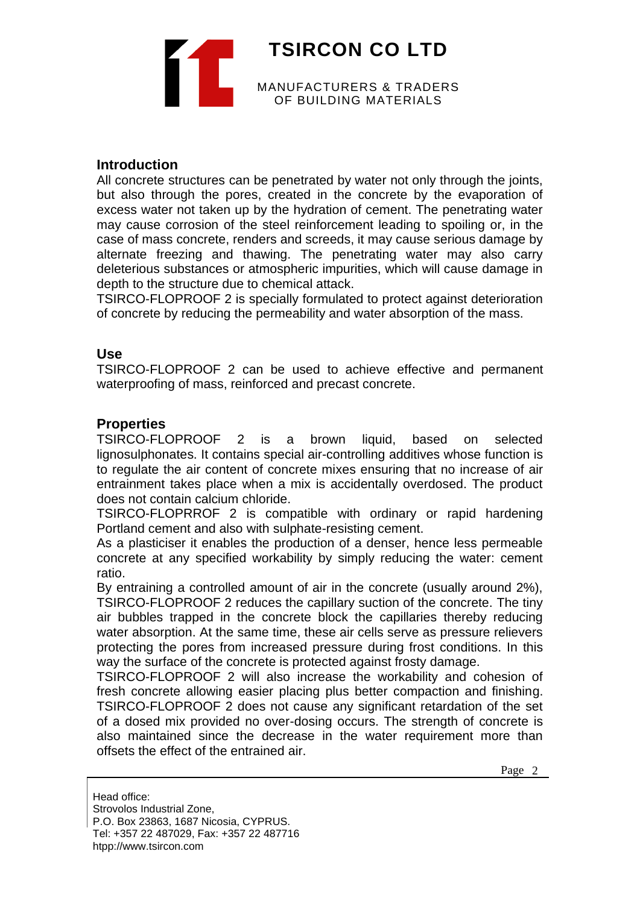## Introduction

All concrete structures can be penetrated by water not only through the joints, but also through the pores, created in the concrete by the evaporation of excess water not taken up by the hydration of cement. The penetrating water may cause corrosion of the steel reinforcement leading to spoiling or, in the case of mass concrete, renders and screeds, it may cause serious damage by alternate freezing and thawing. The penetrating water may also carry deleterious substances or atmospheric impurities, which will cause damage in depth to the structure due to chemical attack.

TSIRCO-FLOPROOF 2 is specially formulated to protect against deterioration of concrete by reducing the permeability and water absorption of the mass.

## Use

TSIRCO-FLOPROOF 2 can be used to achieve effective and permanent waterproofing of mass, reinforced and precast concrete.

## Properties

TSIRCO-FLOPROOF 2 is a brown liquid, based on selected lignosulphonates. It contains special air-controlling additives whose function is to regulate the air content of concrete mixes ensuring that no increase of air entrainment takes place when a mix is accidentally overdosed. The product does not contain calcium chloride.

TSIRCO-FLOPRROF 2 is compatible with ordinary or rapid hardening Portland cement and also with sulphate-resisting cement.

As a plasticiser it enables the production of a denser, hence less permeable concrete at any specified workability by simply reducing the water: cement ratio.

By entraining a controlled amount of air in the concrete (usually around 2%), TSIRCO-FLOPROOF 2 reduces the capillary suction of the concrete. The tiny air bubbles trapped in the concrete block the capillaries thereby reducing water absorption. At the same time, these air cells serve as pressure relievers protecting the pores from increased pressure during frost conditions. In this way the surface of the concrete is protected against frosty damage.

TSIRCO-FLOPROOF 2 will also increase the workability and cohesion of fresh concrete allowing easier placing plus better compaction and finishing. TSIRCO-FLOPROOF 2 does not cause any significant retardation of the set of a dosed mix provided no over-dosing occurs. The strength of concrete is also maintained since the decrease in the water requirement more than offsets the effect of the entrained air.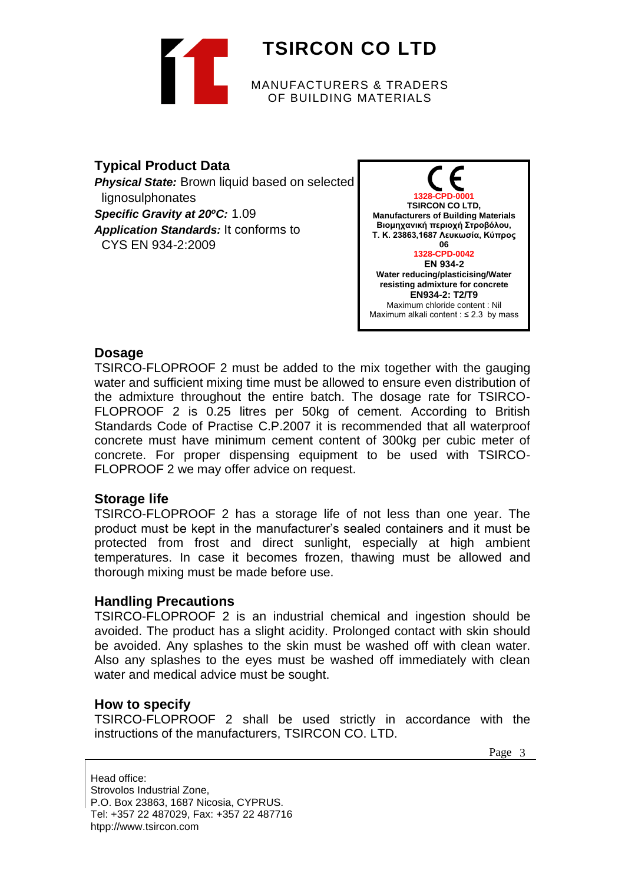**TSIRCON CO LTD**

MANUFACTURERS & TRADERS
OF BUILDING MATERIALS

## Typical Product Data

***Physical State:*** Brown liquid based on selected lignosulphonates
***Specific Gravity at 20ºC:*** 1.09
***Application Standards:*** It conforms to CYS EN 934-2:2009

CE
**1328-CPD-0001**
**TSIRCON CO LTD,**
**Manufacturers of Building Materials**
**Βιομηχανική περιοχή Στροβόλου,**
**Τ. Κ. 23863,1687 Λευκωσία, Κύπρος**
**06**
**1328-CPD-0042**
**EN 934-2**
**Water reducing/plasticising/Water resisting admixture for concrete**
**EN934-2: T2/T9**
Maximum chloride content : Nil
Maximum alkali content : ≤ 2.3 by mass

## Dosage

TSIRCO-FLOPROOF 2 must be added to the mix together with the gauging water and sufficient mixing time must be allowed to ensure even distribution of the admixture throughout the entire batch. The dosage rate for TSIRCO-FLOPROOF 2 is 0.25 litres per 50kg of cement. According to British Standards Code of Practise C.P.2007 it is recommended that all waterproof concrete must have minimum cement content of 300kg per cubic meter of concrete. For proper dispensing equipment to be used with TSIRCO-FLOPROOF 2 we may offer advice on request.

## Storage life

TSIRCO-FLOPROOF 2 has a storage life of not less than one year. The product must be kept in the manufacturer's sealed containers and it must be protected from frost and direct sunlight, especially at high ambient temperatures. In case it becomes frozen, thawing must be allowed and thorough mixing must be made before use.

## Handling Precautions

TSIRCO-FLOPROOF 2 is an industrial chemical and ingestion should be avoided. The product has a slight acidity. Prolonged contact with skin should be avoided. Any splashes to the skin must be washed off with clean water. Also any splashes to the eyes must be washed off immediately with clean water and medical advice must be sought.

## How to specify

TSIRCO-FLOPROOF 2 shall be used strictly in accordance with the instructions of the manufacturers, TSIRCON CO. LTD.

Head office:
Strovolos Industrial Zone,
P.O. Box 23863, 1687 Nicosia, CYPRUS.
Tel: +357 22 487029, Fax: +357 22 487716
htpp://www.tsircon.com